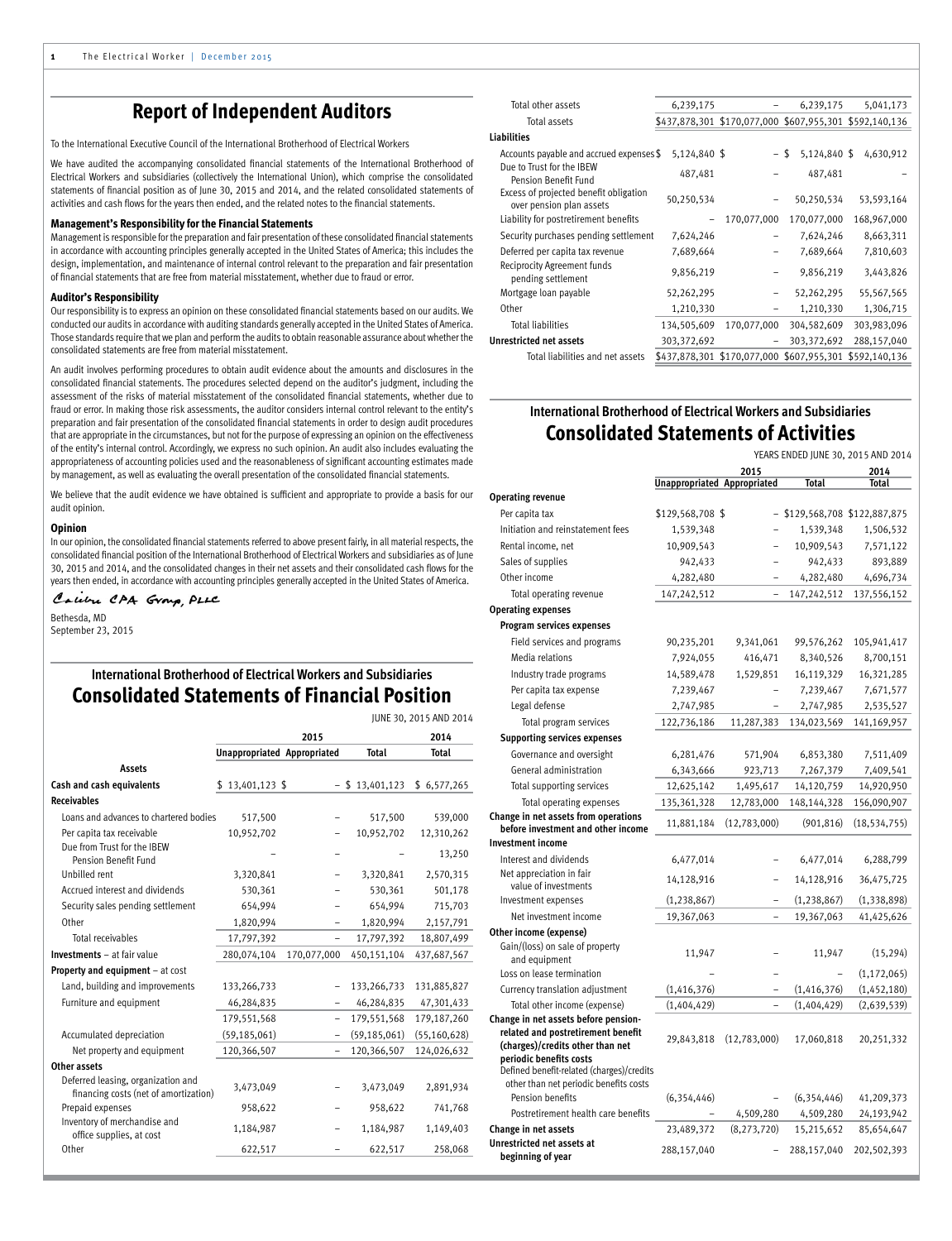# Report of Independent Auditors

To the International Executive Council of the International Brotherhood of Electrical Workers

We have audited the accompanying consolidated financial statements of the International Brotherhood of Electrical Workers and subsidiaries (collectively the International Union), which comprise the consolidated statements of financial position as of June 30, 2015 and 2014, and the related consolidated statements of activities and cash flows for the years then ended, and the related notes to the financial statements.

### Management's Responsibility for the Financial Statements

Management is responsible for the preparation and fair presentation of these consolidated financial statements in accordance with accounting principles generally accepted in the United States of America; this includes the design, implementation, and maintenance of internal control relevant to the preparation and fair presentation of financial statements that are free from material misstatement, whether due to fraud or error.

### Auditor's Responsibility

Our responsibility is to express an opinion on these consolidated financial statements based on our audits. We conducted our audits in accordance with auditing standards generally accepted in the United States of America. Those standards require that we plan and perform the audits to obtain reasonable assurance about whether the consolidated financial statements are free from material misstatement.

An audit involves performing procedures to obtain audit evidence about the amounts and disclosures in the consolidated financial statements. The procedures selected depend on the auditor's judgment, including the assessment of the risks of material misstatement of the consolidated financial statements, whether due to fraud or error. In making those risk assessments, the auditor considers internal control relevant to the entity's preparation and fair presentation of the consolidated financial statements in order to design audit procedures that are appropriate in the circumstances, but not for the purpose of expressing an opinion on the effectiveness of the entity's internal control. Accordingly, we express no such opinion. An audit also includes evaluating the appropriateness of accounting policies used and the reasonableness of significant accounting estimates made by management, as well as evaluating the overall presentation of the consolidated financial statements.

We believe that the audit evidence we have obtained is sufficient and appropriate to provide a basis for our audit opinion.

### Opinion

In our opinion, the consolidated financial statements referred to above present fairly, in all material respects, the consolidated financial position of the International Brotherhood of Electrical Workers and subsidiaries as of June 30, 2015 and 2014, and the consolidated changes in their net assets and their consolidated cash flows for the years then ended, in accordance with accounting principles generally accepted in the United States of America.

Calibre CPA Group, PLLC

Bethesda, MD
September 23, 2015

## International Brotherhood of Electrical Workers and Subsidiaries
# Consolidated Statements of Financial Position

JUNE 30, 2015 AND 2014

| | 2015 | | | 2014 |
|---|---|---|---|---|
| | Unappropriated | Appropriated | Total | Total |
| **Assets** | | | | |
| **Cash and cash equivalents** | $ 13,401,123 | $ – | $ 13,401,123 | $ 6,577,265 |
| **Receivables** | | | | |
| Loans and advances to chartered bodies | 517,500 | – | 517,500 | 539,000 |
| Per capita tax receivable | 10,952,702 | – | 10,952,702 | 12,310,262 |
| Due from Trust for the IBEW Pension Benefit Fund | – | – | – | 13,250 |
| Unbilled rent | 3,320,841 | – | 3,320,841 | 2,570,315 |
| Accrued interest and dividends | 530,361 | – | 530,361 | 501,178 |
| Security sales pending settlement | 654,994 | – | 654,994 | 715,703 |
| Other | 1,820,994 | – | 1,820,994 | 2,157,791 |
| Total receivables | 17,797,392 | – | 17,797,392 | 18,807,499 |
| **Investments** – at fair value | 280,074,104 | 170,077,000 | 450,151,104 | 437,687,567 |
| **Property and equipment** – at cost | | | | |
| Land, building and improvements | 133,266,733 | – | 133,266,733 | 131,885,827 |
| Furniture and equipment | 46,284,835 | – | 46,284,835 | 47,301,433 |
| | 179,551,568 | – | 179,551,568 | 179,187,260 |
| Accumulated depreciation | (59,185,061) | – | (59,185,061) | (55,160,628) |
| Net property and equipment | 120,366,507 | – | 120,366,507 | 124,026,632 |
| **Other assets** | | | | |
| Deferred leasing, organization and financing costs (net of amortization) | 3,473,049 | – | 3,473,049 | 2,891,934 |
| Prepaid expenses | 958,622 | – | 958,622 | 741,768 |
| Inventory of merchandise and office supplies, at cost | 1,184,987 | – | 1,184,987 | 1,149,403 |
| Other | 622,517 | – | 622,517 | 258,068 |
| Total other assets | 6,239,175 | – | 6,239,175 | 5,041,173 |
| Total assets | $437,878,301 | $170,077,000 | $607,955,301 | $592,140,136 |
| **Liabilities** | | | | |
| Accounts payable and accrued expenses | $ 5,124,840 | $ – | $ 5,124,840 | $ 4,630,912 |
| Due to Trust for the IBEW Pension Benefit Fund | 487,481 | – | 487,481 | – |
| Excess of projected benefit obligation over pension plan assets | 50,250,534 | – | 50,250,534 | 53,593,164 |
| Liability for postretirement benefits | – | 170,077,000 | 170,077,000 | 168,967,000 |
| Security purchases pending settlement | 7,624,246 | – | 7,624,246 | 8,663,311 |
| Deferred per capita tax revenue | 7,689,664 | – | 7,689,664 | 7,810,603 |
| Reciprocity Agreement funds pending settlement | 9,856,219 | – | 9,856,219 | 3,443,826 |
| Mortgage loan payable | 52,262,295 | – | 52,262,295 | 55,567,565 |
| Other | 1,210,330 | – | 1,210,330 | 1,306,715 |
| Total liabilities | 134,505,609 | 170,077,000 | 304,582,609 | 303,983,096 |
| **Unrestricted net assets** | 303,372,692 | – | 303,372,692 | 288,157,040 |
| Total liabilities and net assets | $437,878,301 | $170,077,000 | $607,955,301 | $592,140,136 |

## International Brotherhood of Electrical Workers and Subsidiaries
# Consolidated Statements of Activities

YEARS ENDED JUNE 30, 2015 AND 2014

| | 2015 | | | 2014 |
|---|---|---|---|---|
| | Unappropriated | Appropriated | Total | Total |
| **Operating revenue** | | | | |
| Per capita tax | $129,568,708 | $ – | $129,568,708 | $122,887,875 |
| Initiation and reinstatement fees | 1,539,348 | – | 1,539,348 | 1,506,532 |
| Rental income, net | 10,909,543 | – | 10,909,543 | 7,571,122 |
| Sales of supplies | 942,433 | – | 942,433 | 893,889 |
| Other income | 4,282,480 | – | 4,282,480 | 4,696,734 |
| Total operating revenue | 147,242,512 | – | 147,242,512 | 137,556,152 |
| **Operating expenses** | | | | |
| **Program services expenses** | | | | |
| Field services and programs | 90,235,201 | 9,341,061 | 99,576,262 | 105,941,417 |
| Media relations | 7,924,055 | 416,471 | 8,340,526 | 8,700,151 |
| Industry trade programs | 14,589,478 | 1,529,851 | 16,119,329 | 16,321,285 |
| Per capita tax expense | 7,239,467 | – | 7,239,467 | 7,671,577 |
| Legal defense | 2,747,985 | – | 2,747,985 | 2,535,527 |
| Total program services | 122,736,186 | 11,287,383 | 134,023,569 | 141,169,957 |
| **Supporting services expenses** | | | | |
| Governance and oversight | 6,281,476 | 571,904 | 6,853,380 | 7,511,409 |
| General administration | 6,343,666 | 923,713 | 7,267,379 | 7,409,541 |
| Total supporting services | 12,625,142 | 1,495,617 | 14,120,759 | 14,920,950 |
| Total operating expenses | 135,361,328 | 12,783,000 | 148,144,328 | 156,090,907 |
| **Change in net assets from operations before investment and other income** | 11,881,184 | (12,783,000) | (901,816) | (18,534,755) |
| **Investment income** | | | | |
| Interest and dividends | 6,477,014 | – | 6,477,014 | 6,288,799 |
| Net appreciation in fair value of investments | 14,128,916 | – | 14,128,916 | 36,475,725 |
| Investment expenses | (1,238,867) | – | (1,238,867) | (1,338,898) |
| Net investment income | 19,367,063 | – | 19,367,063 | 41,425,626 |
| **Other income (expense)** | | | | |
| Gain/(loss) on sale of property and equipment | 11,947 | – | 11,947 | (15,294) |
| Loss on lease termination | – | – | – | (1,172,065) |
| Currency translation adjustment | (1,416,376) | – | (1,416,376) | (1,452,180) |
| Total other income (expense) | (1,404,429) | – | (1,404,429) | (2,639,539) |
| **Change in net assets before pension-related and postretirement benefit (charges)/credits other than net periodic benefits costs** | 29,843,818 | (12,783,000) | 17,060,818 | 20,251,332 |
| Defined benefit-related (charges)/credits other than net periodic benefits costs | | | | |
| Pension benefits | (6,354,446) | – | (6,354,446) | 41,209,373 |
| Postretirement health care benefits | – | 4,509,280 | 4,509,280 | 24,193,942 |
| **Change in net assets** | 23,489,372 | (8,273,720) | 15,215,652 | 85,654,647 |
| **Unrestricted net assets at beginning of year** | 288,157,040 | – | 288,157,040 | 202,502,393 |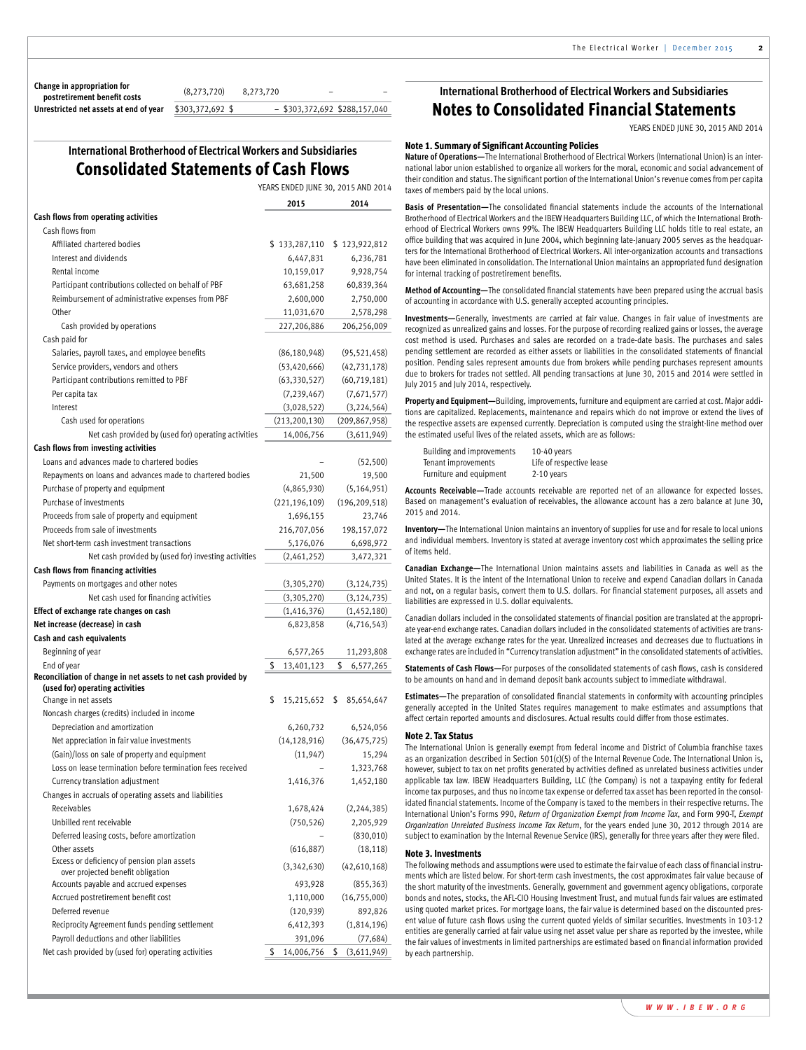| | | | | |
|---|---|---|---|---|
| **Change in appropriation for postretirement benefit costs** | (8,273,720) | 8,273,720 | – | – |
| **Unrestricted net assets at end of year** | $303,372,692 | $ – | $303,372,692 | $288,157,040 |

## International Brotherhood of Electrical Workers and Subsidiaries

# Consolidated Statements of Cash Flows

YEARS ENDED JUNE 30, 2015 AND 2014

| | 2015 | 2014 |
|---|---|---|
| **Cash flows from operating activities** | | |
| Cash flows from | | |
| Affiliated chartered bodies | $ 133,287,110 | $ 123,922,812 |
| Interest and dividends | 6,447,831 | 6,236,781 |
| Rental income | 10,159,017 | 9,928,754 |
| Participant contributions collected on behalf of PBF | 63,681,258 | 60,839,364 |
| Reimbursement of administrative expenses from PBF | 2,600,000 | 2,750,000 |
| Other | 11,031,670 | 2,578,298 |
| Cash provided by operations | 227,206,886 | 206,256,009 |
| Cash paid for | | |
| Salaries, payroll taxes, and employee benefits | (86,180,948) | (95,521,458) |
| Service providers, vendors and others | (53,420,666) | (42,731,178) |
| Participant contributions remitted to PBF | (63,330,527) | (60,719,181) |
| Per capita tax | (7,239,467) | (7,671,577) |
| Interest | (3,028,522) | (3,224,564) |
| Cash used for operations | (213,200,130) | (209,867,958) |
| Net cash provided by (used for) operating activities | 14,006,756 | (3,611,949) |
| **Cash flows from investing activities** | | |
| Loans and advances made to chartered bodies | – | (52,500) |
| Repayments on loans and advances made to chartered bodies | 21,500 | 19,500 |
| Purchase of property and equipment | (4,865,930) | (5,164,951) |
| Purchase of investments | (221,196,109) | (196,209,518) |
| Proceeds from sale of property and equipment | 1,696,155 | 23,746 |
| Proceeds from sale of investments | 216,707,056 | 198,157,072 |
| Net short-term cash investment transactions | 5,176,076 | 6,698,972 |
| Net cash provided by (used for) investing activities | (2,461,252) | 3,472,321 |
| **Cash flows from financing activities** | | |
| Payments on mortgages and other notes | (3,305,270) | (3,124,735) |
| Net cash used for financing activities | (3,305,270) | (3,124,735) |
| **Effect of exchange rate changes on cash** | (1,416,376) | (1,452,180) |
| **Net increase (decrease) in cash** | 6,823,858 | (4,716,543) |
| **Cash and cash equivalents** | | |
| Beginning of year | 6,577,265 | 11,293,808 |
| End of year | $ 13,401,123 | $ 6,577,265 |
| **Reconciliation of change in net assets to net cash provided by (used for) operating activities** | | |
| Change in net assets | $ 15,215,652 | $ 85,654,647 |
| Noncash charges (credits) included in income | | |
| Depreciation and amortization | 6,260,732 | 6,524,056 |
| Net appreciation in fair value investments | (14,128,916) | (36,475,725) |
| (Gain)/loss on sale of property and equipment | (11,947) | 15,294 |
| Loss on lease termination before termination fees received | – | 1,323,768 |
| Currency translation adjustment | 1,416,376 | 1,452,180 |
| Changes in accruals of operating assets and liabilities | | |
| Receivables | 1,678,424 | (2,244,385) |
| Unbilled rent receivable | (750,526) | 2,205,929 |
| Deferred leasing costs, before amortization | – | (830,010) |
| Other assets | (616,887) | (18,118) |
| Excess or deficiency of pension plan assets over projected benefit obligation | (3,342,630) | (42,610,168) |
| Accounts payable and accrued expenses | 493,928 | (855,363) |
| Accrued postretirement benefit cost | 1,110,000 | (16,755,000) |
| Deferred revenue | (120,939) | 892,826 |
| Reciprocity Agreement funds pending settlement | 6,412,393 | (1,814,196) |
| Payroll deductions and other liabilities | 391,096 | (77,684) |
| Net cash provided by (used for) operating activities | $ 14,006,756 | $ (3,611,949) |

## International Brotherhood of Electrical Workers and Subsidiaries

# Notes to Consolidated Financial Statements

YEARS ENDED JUNE 30, 2015 AND 2014

### Note 1. Summary of Significant Accounting Policies

**Nature of Operations—**The International Brotherhood of Electrical Workers (International Union) is an international labor union established to organize all workers for the moral, economic and social advancement of their condition and status. The significant portion of the International Union's revenue comes from per capita taxes of members paid by the local unions.

**Basis of Presentation—**The consolidated financial statements include the accounts of the International Brotherhood of Electrical Workers and the IBEW Headquarters Building LLC, of which the International Brotherhood of Electrical Workers owns 99%. The IBEW Headquarters Building LLC holds title to real estate, an office building that was acquired in June 2004, which beginning late-January 2005 serves as the headquarters for the International Brotherhood of Electrical Workers. All inter-organization accounts and transactions have been eliminated in consolidation. The International Union maintains an appropriated fund designation for internal tracking of postretirement benefits.

**Method of Accounting—**The consolidated financial statements have been prepared using the accrual basis of accounting in accordance with U.S. generally accepted accounting principles.

**Investments—**Generally, investments are carried at fair value. Changes in fair value of investments are recognized as unrealized gains and losses. For the purpose of recording realized gains or losses, the average cost method is used. Purchases and sales are recorded on a trade-date basis. The purchases and sales pending settlement are recorded as either assets or liabilities in the consolidated statements of financial position. Pending sales represent amounts due from brokers while pending purchases represent amounts due to brokers for trades not settled. All pending transactions at June 30, 2015 and 2014 were settled in July 2015 and July 2014, respectively.

**Property and Equipment—**Building, improvements, furniture and equipment are carried at cost. Major additions are capitalized. Replacements, maintenance and repairs which do not improve or extend the lives of the respective assets are expensed currently. Depreciation is computed using the straight-line method over the estimated useful lives of the related assets, which are as follows:

| | |
|---|---|
| Building and improvements | 10-40 years |
| Tenant improvements | Life of respective lease |
| Furniture and equipment | 2-10 years |

**Accounts Receivable—**Trade accounts receivable are reported net of an allowance for expected losses. Based on management's evaluation of receivables, the allowance account has a zero balance at June 30, 2015 and 2014.

**Inventory—**The International Union maintains an inventory of supplies for use and for resale to local unions and individual members. Inventory is stated at average inventory cost which approximates the selling price of items held.

**Canadian Exchange—**The International Union maintains assets and liabilities in Canada as well as the United States. It is the intent of the International Union to receive and expend Canadian dollars in Canada and not, on a regular basis, convert them to U.S. dollars. For financial statement purposes, all assets and liabilities are expressed in U.S. dollar equivalents.

Canadian dollars included in the consolidated statements of financial position are translated at the appropriate year-end exchange rates. Canadian dollars included in the consolidated statements of activities are translated at the average exchange rates for the year. Unrealized increases and decreases due to fluctuations in exchange rates are included in "Currency translation adjustment" in the consolidated statements of activities.

**Statements of Cash Flows—**For purposes of the consolidated statements of cash flows, cash is considered to be amounts on hand and in demand deposit bank accounts subject to immediate withdrawal.

**Estimates—**The preparation of consolidated financial statements in conformity with accounting principles generally accepted in the United States requires management to make estimates and assumptions that affect certain reported amounts and disclosures. Actual results could differ from those estimates.

### Note 2. Tax Status

The International Union is generally exempt from federal income and District of Columbia franchise taxes as an organization described in Section 501(c)(5) of the Internal Revenue Code. The International Union is, however, subject to tax on net profits generated by activities defined as unrelated business activities under applicable tax law. IBEW Headquarters Building, LLC (the Company) is not a taxpaying entity for federal income tax purposes, and thus no income tax expense or deferred tax asset has been reported in the consolidated financial statements. Income of the Company is taxed to the members in their respective returns. The International Union's Forms 990, *Return of Organization Exempt from Income Tax*, and Form 990-T, *Exempt Organization Unrelated Business Income Tax Return*, for the years ended June 30, 2012 through 2014 are subject to examination by the Internal Revenue Service (IRS), generally for three years after they were filed.

### Note 3. Investments

The following methods and assumptions were used to estimate the fair value of each class of financial instruments which are listed below. For short-term cash investments, the cost approximates fair value because of the short maturity of the investments. Generally, government and government agency obligations, corporate bonds and notes, stocks, the AFL-CIO Housing Investment Trust, and mutual funds fair values are estimated using quoted market prices. For mortgage loans, the fair value is determined based on the discounted present value of future cash flows using the current quoted yields of similar securities. Investments in 103-12 entities are generally carried at fair value using net asset value per share as reported by the investee, while the fair values of investments in limited partnerships are estimated based on financial information provided by each partnership.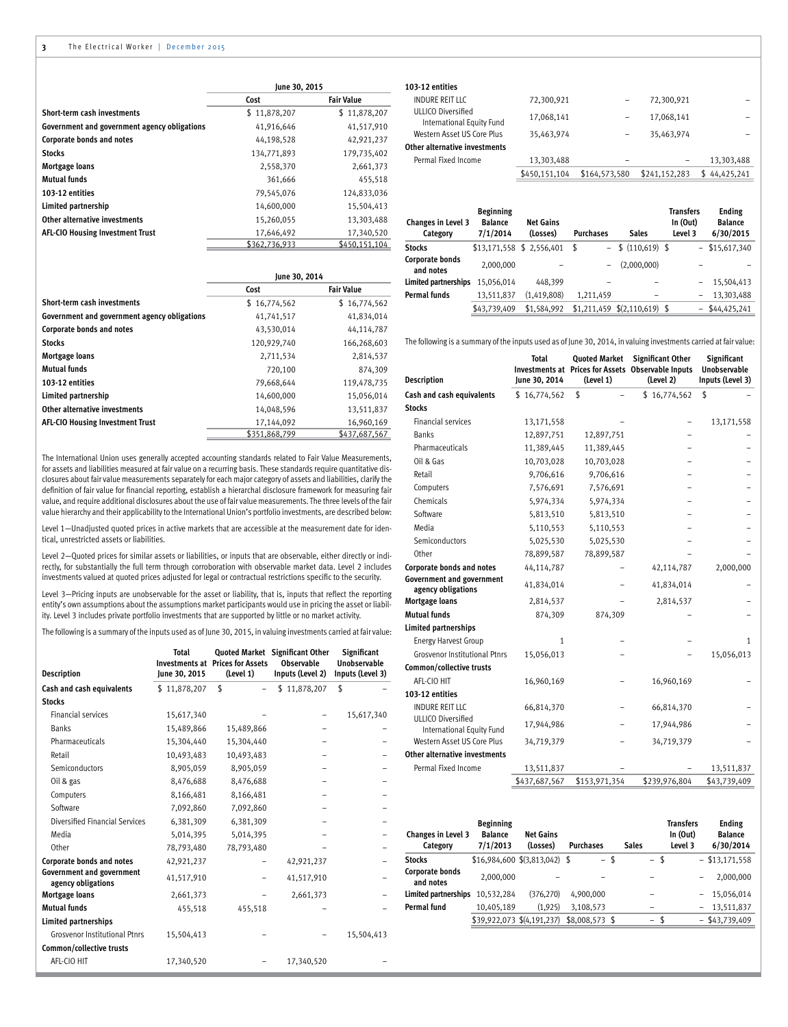| | June 30, 2015 | |
|---|---|---|
| | Cost | Fair Value |
| **Short-term cash investments** | $ 11,878,207 | $ 11,878,207 |
| **Government and government agency obligations** | 41,916,646 | 41,517,910 |
| **Corporate bonds and notes** | 44,198,528 | 42,921,237 |
| **Stocks** | 134,771,893 | 179,735,402 |
| **Mortgage loans** | 2,558,370 | 2,661,373 |
| **Mutual funds** | 361,666 | 455,518 |
| **103-12 entities** | 79,545,076 | 124,833,036 |
| **Limited partnership** | 14,600,000 | 15,504,413 |
| **Other alternative investments** | 15,260,055 | 13,303,488 |
| **AFL-CIO Housing Investment Trust** | 17,646,492 | 17,340,520 |
| | $362,736,933 | $450,151,104 |

| | June 30, 2014 | |
|---|---|---|
| | Cost | Fair Value |
| **Short-term cash investments** | $ 16,774,562 | $ 16,774,562 |
| **Government and government agency obligations** | 41,741,517 | 41,834,014 |
| **Corporate bonds and notes** | 43,530,014 | 44,114,787 |
| **Stocks** | 120,929,740 | 166,268,603 |
| **Mortgage loans** | 2,711,534 | 2,814,537 |
| **Mutual funds** | 720,100 | 874,309 |
| **103-12 entities** | 79,668,644 | 119,478,735 |
| **Limited partnership** | 14,600,000 | 15,056,014 |
| **Other alternative investments** | 14,048,596 | 13,511,837 |
| **AFL-CIO Housing Investment Trust** | 17,144,092 | 16,960,169 |
| | $351,868,799 | $437,687,567 |

The International Union uses generally accepted accounting standards related to Fair Value Measurements, for assets and liabilities measured at fair value on a recurring basis. These standards require quantitative disclosures about fair value measurements separately for each major category of assets and liabilities, clarify the definition of fair value for financial reporting, establish a hierarchal disclosure framework for measuring fair value, and require additional disclosures about the use of fair value measurements. The three levels of the fair value hierarchy and their applicability to the International Union's portfolio investments, are described below:

Level 1—Unadjusted quoted prices in active markets that are accessible at the measurement date for identical, unrestricted assets or liabilities.

Level 2—Quoted prices for similar assets or liabilities, or inputs that are observable, either directly or indirectly, for substantially the full term through corroboration with observable market data. Level 2 includes investments valued at quoted prices adjusted for legal or contractual restrictions specific to the security.

Level 3—Pricing inputs are unobservable for the asset or liability, that is, inputs that reflect the reporting entity's own assumptions about the assumptions market participants would use in pricing the asset or liability. Level 3 includes private portfolio investments that are supported by little or no market activity.

The following is a summary of the inputs used as of June 30, 2015, in valuing investments carried at fair value:

| Description | Total Investments at June 30, 2015 | Quoted Market Prices for Assets (Level 1) | Significant Other Observable Inputs (Level 2) | Significant Unobservable Inputs (Level 3) |
|---|---|---|---|---|
| **Cash and cash equivalents** | $ 11,878,207 | $ – | $ 11,878,207 | $ – |
| **Stocks** | | | | |
| Financial services | 15,617,340 | – | – | 15,617,340 |
| Banks | 15,489,866 | 15,489,866 | – | – |
| Pharmaceuticals | 15,304,440 | 15,304,440 | – | – |
| Retail | 10,493,483 | 10,493,483 | – | – |
| Semiconductors | 8,905,059 | 8,905,059 | – | – |
| Oil & gas | 8,476,688 | 8,476,688 | – | – |
| Computers | 8,166,481 | 8,166,481 | – | – |
| Software | 7,092,860 | 7,092,860 | – | – |
| Diversified Financial Services | 6,381,309 | 6,381,309 | – | – |
| Media | 5,014,395 | 5,014,395 | – | – |
| Other | 78,793,480 | 78,793,480 | – | – |
| **Corporate bonds and notes** | 42,921,237 | – | 42,921,237 | – |
| **Government and government agency obligations** | 41,517,910 | – | 41,517,910 | – |
| **Mortgage loans** | 2,661,373 | – | 2,661,373 | – |
| **Mutual funds** | 455,518 | 455,518 | – | – |
| **Limited partnerships** | | | | |
| Grosvenor Institutional Ptnrs | 15,504,413 | – | – | 15,504,413 |
| **Common/collective trusts** | | | | |
| AFL-CIO HIT | 17,340,520 | – | 17,340,520 | – |
| **103-12 entities** | | | | |
| INDURE REIT LLC | 72,300,921 | – | 72,300,921 | – |
| ULLICO Diversified International Equity Fund | 17,068,141 | – | 17,068,141 | – |
| Western Asset US Core Plus | 35,463,974 | – | 35,463,974 | – |
| **Other alternative investments** | | | | |
| Permal Fixed Income | 13,303,488 | – | – | 13,303,488 |
| | $450,151,104 | $164,573,580 | $241,152,283 | $ 44,425,241 |

| Changes in Level 3 Category | Beginning Balance 7/1/2014 | Net Gains (Losses) | Purchases | Sales | Transfers In (Out) Level 3 | Ending Balance 6/30/2015 |
|---|---|---|---|---|---|---|
| **Stocks** | $13,171,558 | $ 2,556,401 | $ – | $ (110,619) | $ – | $15,617,340 |
| **Corporate bonds and notes** | 2,000,000 | – | – | (2,000,000) | – | – |
| **Limited partnerships** | 15,056,014 | 448,399 | – | – | – | 15,504,413 |
| **Permal funds** | 13,511,837 | (1,419,808) | 1,211,459 | – | – | 13,303,488 |
| | $43,739,409 | $1,584,992 | $1,211,459 | $(2,110,619) | $ – | $44,425,241 |

The following is a summary of the inputs used as of June 30, 2014, in valuing investments carried at fair value:

| Description | Total Investments at June 30, 2014 | Quoted Market Prices for Assets (Level 1) | Significant Other Observable Inputs (Level 2) | Significant Unobservable Inputs (Level 3) |
|---|---|---|---|---|
| **Cash and cash equivalents** | $ 16,774,562 | $ – | $ 16,774,562 | $ – |
| **Stocks** | | | | |
| Financial services | 13,171,558 | – | – | 13,171,558 |
| Banks | 12,897,751 | 12,897,751 | – | – |
| Pharmaceuticals | 11,389,445 | 11,389,445 | – | – |
| Oil & Gas | 10,703,028 | 10,703,028 | – | – |
| Retail | 9,706,616 | 9,706,616 | – | – |
| Computers | 7,576,691 | 7,576,691 | – | – |
| Chemicals | 5,974,334 | 5,974,334 | – | – |
| Software | 5,813,510 | 5,813,510 | – | – |
| Media | 5,110,553 | 5,110,553 | – | – |
| Semiconductors | 5,025,530 | 5,025,530 | – | – |
| Other | 78,899,587 | 78,899,587 | – | – |
| **Corporate bonds and notes** | 44,114,787 | – | 42,114,787 | 2,000,000 |
| **Government and government agency obligations** | 41,834,014 | – | 41,834,014 | – |
| **Mortgage loans** | 2,814,537 | – | 2,814,537 | – |
| **Mutual funds** | 874,309 | 874,309 | – | – |
| **Limited partnerships** | | | | |
| Energy Harvest Group | 1 | – | – | 1 |
| Grosvenor Institutional Ptnrs | 15,056,013 | – | – | 15,056,013 |
| **Common/collective trusts** | | | | |
| AFL-CIO HIT | 16,960,169 | – | 16,960,169 | – |
| **103-12 entities** | | | | |
| INDURE REIT LLC | 66,814,370 | – | 66,814,370 | – |
| ULLICO Diversified International Equity Fund | 17,944,986 | – | 17,944,986 | – |
| Western Asset US Core Plus | 34,719,379 | – | 34,719,379 | – |
| **Other alternative investments** | | | | |
| Permal Fixed Income | 13,511,837 | – | – | 13,511,837 |
| | $437,687,567 | $153,971,354 | $239,976,804 | $43,739,409 |

| Changes in Level 3 Category | Beginning Balance 7/1/2013 | Net Gains (Losses) | Purchases | Sales | Transfers In (Out) Level 3 | Ending Balance 6/30/2014 |
|---|---|---|---|---|---|---|
| **Stocks** | $16,984,600 | $(3,813,042) | $ – | $ – | $ – | $13,171,558 |
| **Corporate bonds and notes** | 2,000,000 | – | – | – | – | 2,000,000 |
| **Limited partnerships** | 10,532,284 | (376,270) | 4,900,000 | – | – | 15,056,014 |
| **Permal fund** | 10,405,189 | (1,925) | 3,108,573 | – | – | 13,511,837 |
| | $39,922,073 | $(4,191,237) | $8,008,573 | $ – | $ – | $43,739,409 |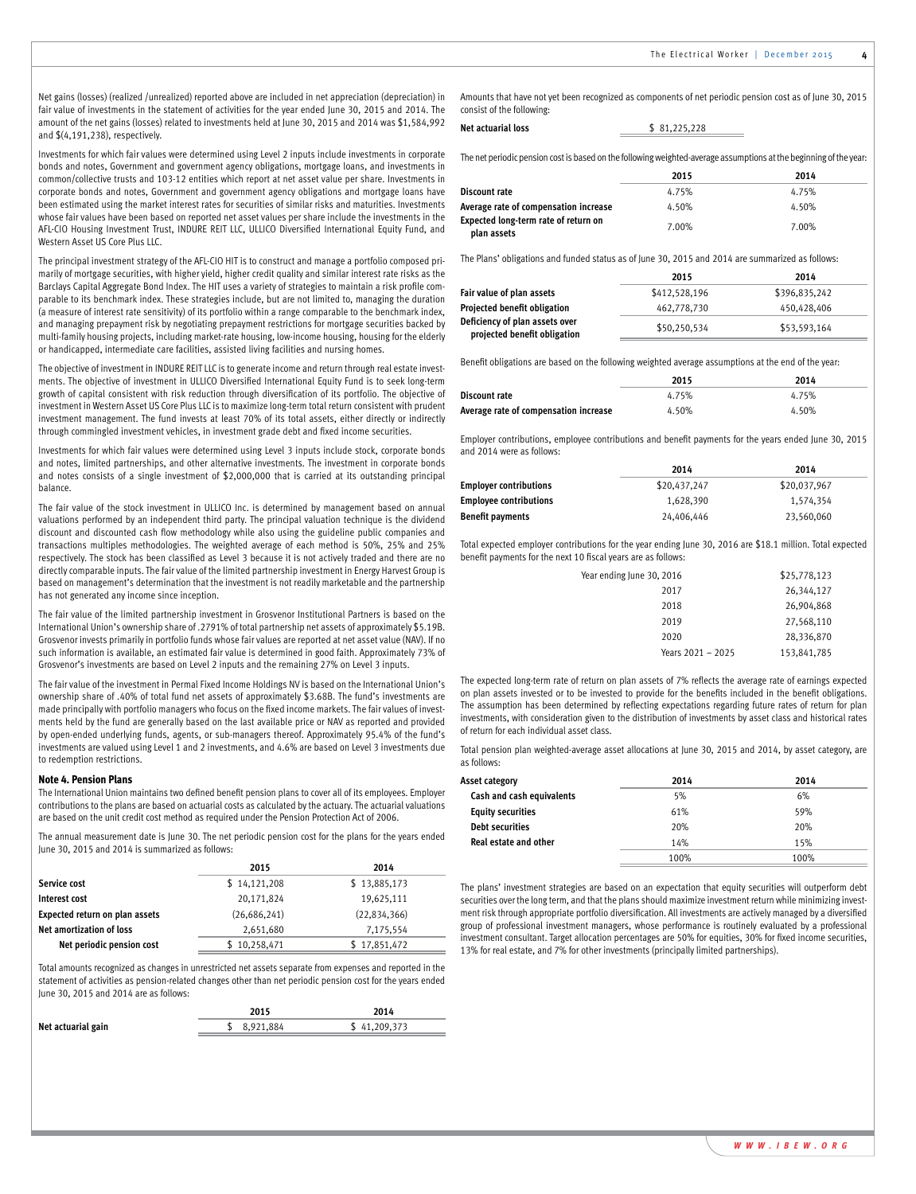Net gains (losses) (realized /unrealized) reported above are included in net appreciation (depreciation) in fair value of investments in the statement of activities for the year ended June 30, 2015 and 2014. The amount of the net gains (losses) related to investments held at June 30, 2015 and 2014 was $1,584,992 and $(4,191,238), respectively.

Investments for which fair values were determined using Level 2 inputs include investments in corporate bonds and notes, Government and government agency obligations, mortgage loans, and investments in common/collective trusts and 103-12 entities which report at net asset value per share. Investments in corporate bonds and notes, Government and government agency obligations and mortgage loans have been estimated using the market interest rates for securities of similar risks and maturities. Investments whose fair values have been based on reported net asset values per share include the investments in the AFL-CIO Housing Investment Trust, INDURE REIT LLC, ULLICO Diversified International Equity Fund, and Western Asset US Core Plus LLC.

The principal investment strategy of the AFL-CIO HIT is to construct and manage a portfolio composed primarily of mortgage securities, with higher yield, higher credit quality and similar interest rate risks as the Barclays Capital Aggregate Bond Index. The HIT uses a variety of strategies to maintain a risk profile comparable to its benchmark index. These strategies include, but are not limited to, managing the duration (a measure of interest rate sensitivity) of its portfolio within a range comparable to the benchmark index, and managing prepayment risk by negotiating prepayment restrictions for mortgage securities backed by multi-family housing projects, including market-rate housing, low-income housing, housing for the elderly or handicapped, intermediate care facilities, assisted living facilities and nursing homes.

The objective of investment in INDURE REIT LLC is to generate income and return through real estate investments. The objective of investment in ULLICO Diversified International Equity Fund is to seek long-term growth of capital consistent with risk reduction through diversification of its portfolio. The objective of investment in Western Asset US Core Plus LLC is to maximize long-term total return consistent with prudent investment management. The fund invests at least 70% of its total assets, either directly or indirectly through commingled investment vehicles, in investment grade debt and fixed income securities.

Investments for which fair values were determined using Level 3 inputs include stock, corporate bonds and notes, limited partnerships, and other alternative investments. The investment in corporate bonds and notes consists of a single investment of $2,000,000 that is carried at its outstanding principal balance.

The fair value of the stock investment in ULLICO Inc. is determined by management based on annual valuations performed by an independent third party. The principal valuation technique is the dividend discount and discounted cash flow methodology while also using the guideline public companies and transactions multiples methodologies. The weighted average of each method is 50%, 25% and 25% respectively. The stock has been classified as Level 3 because it is not actively traded and there are no directly comparable inputs. The fair value of the limited partnership investment in Energy Harvest Group is based on management's determination that the investment is not readily marketable and the partnership has not generated any income since inception.

The fair value of the limited partnership investment in Grosvenor Institutional Partners is based on the International Union's ownership share of .2791% of total partnership net assets of approximately $5.19B. Grosvenor invests primarily in portfolio funds whose fair values are reported at net asset value (NAV). If no such information is available, an estimated fair value is determined in good faith. Approximately 73% of Grosvenor's investments are based on Level 2 inputs and the remaining 27% on Level 3 inputs.

The fair value of the investment in Permal Fixed Income Holdings NV is based on the International Union's ownership share of .40% of total fund net assets of approximately $3.68B. The fund's investments are made principally with portfolio managers who focus on the fixed income markets. The fair values of investments held by the fund are generally based on the last available price or NAV as reported and provided by open-ended underlying funds, agents, or sub-managers thereof. Approximately 95.4% of the fund's investments are valued using Level 1 and 2 investments, and 4.6% are based on Level 3 investments due to redemption restrictions.

**Note 4. Pension Plans**

The International Union maintains two defined benefit pension plans to cover all of its employees. Employer contributions to the plans are based on actuarial costs as calculated by the actuary. The actuarial valuations are based on the unit credit cost method as required under the Pension Protection Act of 2006.

The annual measurement date is June 30. The net periodic pension cost for the plans for the years ended June 30, 2015 and 2014 is summarized as follows:

| | 2015 | 2014 |
|---|---|---|
| **Service cost** | $ 14,121,208 | $ 13,885,173 |
| **Interest cost** | 20,171,824 | 19,625,111 |
| **Expected return on plan assets** | (26,686,241) | (22,834,366) |
| **Net amortization of loss** | 2,651,680 | 7,175,554 |
| **Net periodic pension cost** | $ 10,258,471 | $ 17,851,472 |

Total amounts recognized as changes in unrestricted net assets separate from expenses and reported in the statement of activities as pension-related changes other than net periodic pension cost for the years ended June 30, 2015 and 2014 are as follows:

| | 2015 | 2014 |
|---|---|---|
| **Net actuarial gain** | $ 8,921,884 | $ 41,209,373 |

Amounts that have not yet been recognized as components of net periodic pension cost as of June 30, 2015 consist of the following:

| | |
|---|---|
| **Net actuarial loss** | $ 81,225,228 |

The net periodic pension cost is based on the following weighted-average assumptions at the beginning of the year:

| | 2015 | 2014 |
|---|---|---|
| **Discount rate** | 4.75% | 4.75% |
| **Average rate of compensation increase** | 4.50% | 4.50% |
| **Expected long-term rate of return on plan assets** | 7.00% | 7.00% |

The Plans' obligations and funded status as of June 30, 2015 and 2014 are summarized as follows:

| | 2015 | 2014 |
|---|---|---|
| **Fair value of plan assets** | $412,528,196 | $396,835,242 |
| **Projected benefit obligation** | 462,778,730 | 450,428,406 |
| **Deficiency of plan assets over projected benefit obligation** | $50,250,534 | $53,593,164 |

Benefit obligations are based on the following weighted average assumptions at the end of the year:

| | 2015 | 2014 |
|---|---|---|
| **Discount rate** | 4.75% | 4.75% |
| **Average rate of compensation increase** | 4.50% | 4.50% |

Employer contributions, employee contributions and benefit payments for the years ended June 30, 2015 and 2014 were as follows:

| | 2014 | 2014 |
|---|---|---|
| **Employer contributions** | $20,437,247 | $20,037,967 |
| **Employee contributions** | 1,628,390 | 1,574,354 |
| **Benefit payments** | 24,406,446 | 23,560,060 |

Total expected employer contributions for the year ending June 30, 2016 are $18.1 million. Total expected benefit payments for the next 10 fiscal years are as follows:

| | |
|---|---|
| Year ending June 30, 2016 | $25,778,123 |
| 2017 | 26,344,127 |
| 2018 | 26,904,868 |
| 2019 | 27,568,110 |
| 2020 | 28,336,870 |
| Years 2021 – 2025 | 153,841,785 |

The expected long-term rate of return on plan assets of 7% reflects the average rate of earnings expected on plan assets invested or to be invested to provide for the benefits included in the benefit obligations. The assumption has been determined by reflecting expectations regarding future rates of return for plan investments, with consideration given to the distribution of investments by asset class and historical rates of return for each individual asset class.

Total pension plan weighted-average asset allocations at June 30, 2015 and 2014, by asset category, are as follows:

| Asset category | 2014 | 2014 |
|---|---|---|
| **Cash and cash equivalents** | 5% | 6% |
| **Equity securities** | 61% | 59% |
| **Debt securities** | 20% | 20% |
| **Real estate and other** | 14% | 15% |
| | 100% | 100% |

The plans' investment strategies are based on an expectation that equity securities will outperform debt securities over the long term, and that the plans should maximize investment return while minimizing investment risk through appropriate portfolio diversification. All investments are actively managed by a diversified group of professional investment managers, whose performance is routinely evaluated by a professional investment consultant. Target allocation percentages are 50% for equities, 30% for fixed income securities, 13% for real estate, and 7% for other investments (principally limited partnerships).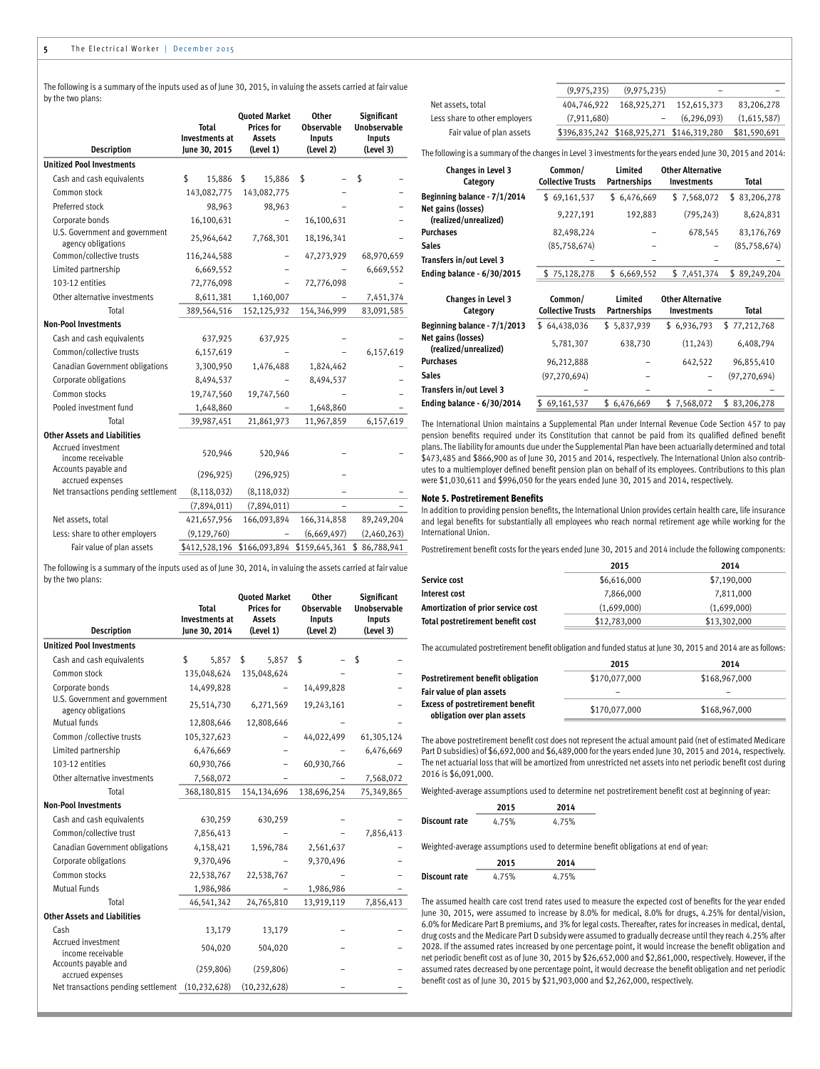The following is a summary of the inputs used as of June 30, 2015, in valuing the assets carried at fair value by the two plans:

| Description | Total Investments at June 30, 2015 | Quoted Market Prices for Assets (Level 1) | Other Observable Inputs (Level 2) | Significant Unobservable Inputs (Level 3) |
|---|---|---|---|---|
| **Unitized Pool Investments** | | | | |
| Cash and cash equivalents | $ 15,886 | $ 15,886 | $ – | $ – |
| Common stock | 143,082,775 | 143,082,775 | – | – |
| Preferred stock | 98,963 | 98,963 | – | – |
| Corporate bonds | 16,100,631 | – | 16,100,631 | – |
| U.S. Government and government agency obligations | 25,964,642 | 7,768,301 | 18,196,341 | – |
| Common/collective trusts | 116,244,588 | – | 47,273,929 | 68,970,659 |
| Limited partnership | 6,669,552 | – | – | 6,669,552 |
| 103-12 entities | 72,776,098 | – | 72,776,098 | – |
| Other alternative investments | 8,611,381 | 1,160,007 | – | 7,451,374 |
| Total | 389,564,516 | 152,125,932 | 154,346,999 | 83,091,585 |
| **Non-Pool Investments** | | | | |
| Cash and cash equivalents | 637,925 | 637,925 | – | – |
| Common/collective trusts | 6,157,619 | – | – | 6,157,619 |
| Canadian Government obligations | 3,300,950 | 1,476,488 | 1,824,462 | – |
| Corporate obligations | 8,494,537 | – | 8,494,537 | – |
| Common stocks | 19,747,560 | 19,747,560 | – | – |
| Pooled investment fund | 1,648,860 | – | 1,648,860 | – |
| Total | 39,987,451 | 21,861,973 | 11,967,859 | 6,157,619 |
| **Other Assets and Liabilities** | | | | |
| Accrued investment income receivable | 520,946 | 520,946 | – | – |
| Accounts payable and accrued expenses | (296,925) | (296,925) | – | |
| Net transactions pending settlement | (8,118,032) | (8,118,032) | – | – |
| | (7,894,011) | (7,894,011) | – | – |
| Net assets, total | 421,657,956 | 166,093,894 | 166,314,858 | 89,249,204 |
| Less: share to other employers | (9,129,760) | – | (6,669,497) | (2,460,263) |
| Fair value of plan assets | $412,528,196 | $166,093,894 | $159,645,361 | $ 86,788,941 |

The following is a summary of the inputs used as of June 30, 2014, in valuing the assets carried at fair value by the two plans:

| Description | Total Investments at June 30, 2014 | Quoted Market Prices for Assets (Level 1) | Other Observable Inputs (Level 2) | Significant Unobservable Inputs (Level 3) |
|---|---|---|---|---|
| **Unitized Pool Investments** | | | | |
| Cash and cash equivalents | $ 5,857 | $ 5,857 | $ – | $ – |
| Common stock | 135,048,624 | 135,048,624 | – | – |
| Corporate bonds | 14,499,828 | – | 14,499,828 | – |
| U.S. Government and government agency obligations | 25,514,730 | 6,271,569 | 19,243,161 | – |
| Mutual funds | 12,808,646 | 12,808,646 | – | – |
| Common /collective trusts | 105,327,623 | – | 44,022,499 | 61,305,124 |
| Limited partnership | 6,476,669 | – | – | 6,476,669 |
| 103-12 entities | 60,930,766 | – | 60,930,766 | – |
| Other alternative investments | 7,568,072 | – | – | 7,568,072 |
| Total | 368,180,815 | 154,134,696 | 138,696,254 | 75,349,865 |
| **Non-Pool Investments** | | | | |
| Cash and cash equivalents | 630,259 | 630,259 | – | – |
| Common/collective trust | 7,856,413 | – | – | 7,856,413 |
| Canadian Government obligations | 4,158,421 | 1,596,784 | 2,561,637 | – |
| Corporate obligations | 9,370,496 | – | 9,370,496 | – |
| Common stocks | 22,538,767 | 22,538,767 | – | – |
| Mutual Funds | 1,986,986 | – | 1,986,986 | – |
| Total | 46,541,342 | 24,765,810 | 13,919,119 | 7,856,413 |
| **Other Assets and Liabilities** | | | | |
| Cash | 13,179 | 13,179 | – | – |
| Accrued investment income receivable | 504,020 | 504,020 | – | – |
| Accounts payable and accrued expenses | (259,806) | (259,806) | – | – |
| Net transactions pending settlement | (10,232,628) | (10,232,628) | – | – |
| | (9,975,235) | (9,975,235) | – | – |
| Net assets, total | 404,746,922 | 168,925,271 | 152,615,373 | 83,206,278 |
| Less share to other employers | (7,911,680) | – | (6,296,093) | (1,615,587) |
| Fair value of plan assets | $396,835,242 | $168,925,271 | $146,319,280 | $81,590,691 |

The following is a summary of the changes in Level 3 investments for the years ended June 30, 2015 and 2014:

| Changes in Level 3 Category | Common/ Collective Trusts | Limited Partnerships | Other Alternative Investments | Total |
|---|---|---|---|---|
| **Beginning balance - 7/1/2014** | $ 69,161,537 | $ 6,476,669 | $ 7,568,072 | $ 83,206,278 |
| **Net gains (losses) (realized/unrealized)** | 9,227,191 | 192,883 | (795,243) | 8,624,831 |
| **Purchases** | 82,498,224 | – | 678,545 | 83,176,769 |
| **Sales** | (85,758,674) | – | – | (85,758,674) |
| **Transfers in/out Level 3** | – | – | – | – |
| **Ending balance - 6/30/2015** | $ 75,128,278 | $ 6,669,552 | $ 7,451,374 | $ 89,249,204 |

| Changes in Level 3 Category | Common/ Collective Trusts | Limited Partnerships | Other Alternative Investments | Total |
|---|---|---|---|---|
| **Beginning balance - 7/1/2013** | $ 64,438,036 | $ 5,837,939 | $ 6,936,793 | $ 77,212,768 |
| **Net gains (losses) (realized/unrealized)** | 5,781,307 | 638,730 | (11,243) | 6,408,794 |
| **Purchases** | 96,212,888 | – | 642,522 | 96,855,410 |
| **Sales** | (97,270,694) | – | – | (97,270,694) |
| **Transfers in/out Level 3** | – | – | – | – |
| **Ending balance - 6/30/2014** | $ 69,161,537 | $ 6,476,669 | $ 7,568,072 | $ 83,206,278 |

The International Union maintains a Supplemental Plan under Internal Revenue Code Section 457 to pay pension benefits required under its Constitution that cannot be paid from its qualified defined benefit plans. The liability for amounts due under the Supplemental Plan have been actuarially determined and total $473,485 and $866,900 as of June 30, 2015 and 2014, respectively. The International Union also contributes to a multiemployer defined benefit pension plan on behalf of its employees. Contributions to this plan were $1,030,611 and $996,050 for the years ended June 30, 2015 and 2014, respectively.

## Note 5. Postretirement Benefits

In addition to providing pension benefits, the International Union provides certain health care, life insurance and legal benefits for substantially all employees who reach normal retirement age while working for the International Union.

Postretirement benefit costs for the years ended June 30, 2015 and 2014 include the following components:

| | 2015 | 2014 |
|---|---|---|
| **Service cost** | $6,616,000 | $7,190,000 |
| **Interest cost** | 7,866,000 | 7,811,000 |
| **Amortization of prior service cost** | (1,699,000) | (1,699,000) |
| **Total postretirement benefit cost** | $12,783,000 | $13,302,000 |

The accumulated postretirement benefit obligation and funded status at June 30, 2015 and 2014 are as follows:

| | 2015 | 2014 |
|---|---|---|
| **Postretirement benefit obligation** | $170,077,000 | $168,967,000 |
| **Fair value of plan assets** | – | – |
| **Excess of postretirement benefit obligation over plan assets** | $170,077,000 | $168,967,000 |

The above postretirement benefit cost does not represent the actual amount paid (net of estimated Medicare Part D subsidies) of $6,692,000 and $6,489,000 for the years ended June 30, 2015 and 2014, respectively. The net actuarial loss that will be amortized from unrestricted net assets into net periodic benefit cost during 2016 is $6,091,000.

Weighted-average assumptions used to determine net postretirement benefit cost at beginning of year:

| | 2015 | 2014 |
|---|---|---|
| **Discount rate** | 4.75% | 4.75% |

Weighted-average assumptions used to determine benefit obligations at end of year:

| | 2015 | 2014 |
|---|---|---|
| **Discount rate** | 4.75% | 4.75% |

The assumed health care cost trend rates used to measure the expected cost of benefits for the year ended June 30, 2015, were assumed to increase by 8.0% for medical, 8.0% for drugs, 4.25% for dental/vision, 6.0% for Medicare Part B premiums, and 3% for legal costs. Thereafter, rates for increases in medical, dental, drug costs and the Medicare Part D subsidy were assumed to gradually decrease until they reach 4.25% after 2028. If the assumed rates increased by one percentage point, it would increase the benefit obligation and net periodic benefit cost as of June 30, 2015 by $26,652,000 and $2,861,000, respectively. However, if the assumed rates decreased by one percentage point, it would decrease the benefit obligation and net periodic benefit cost as of June 30, 2015 by $21,903,000 and $2,262,000, respectively.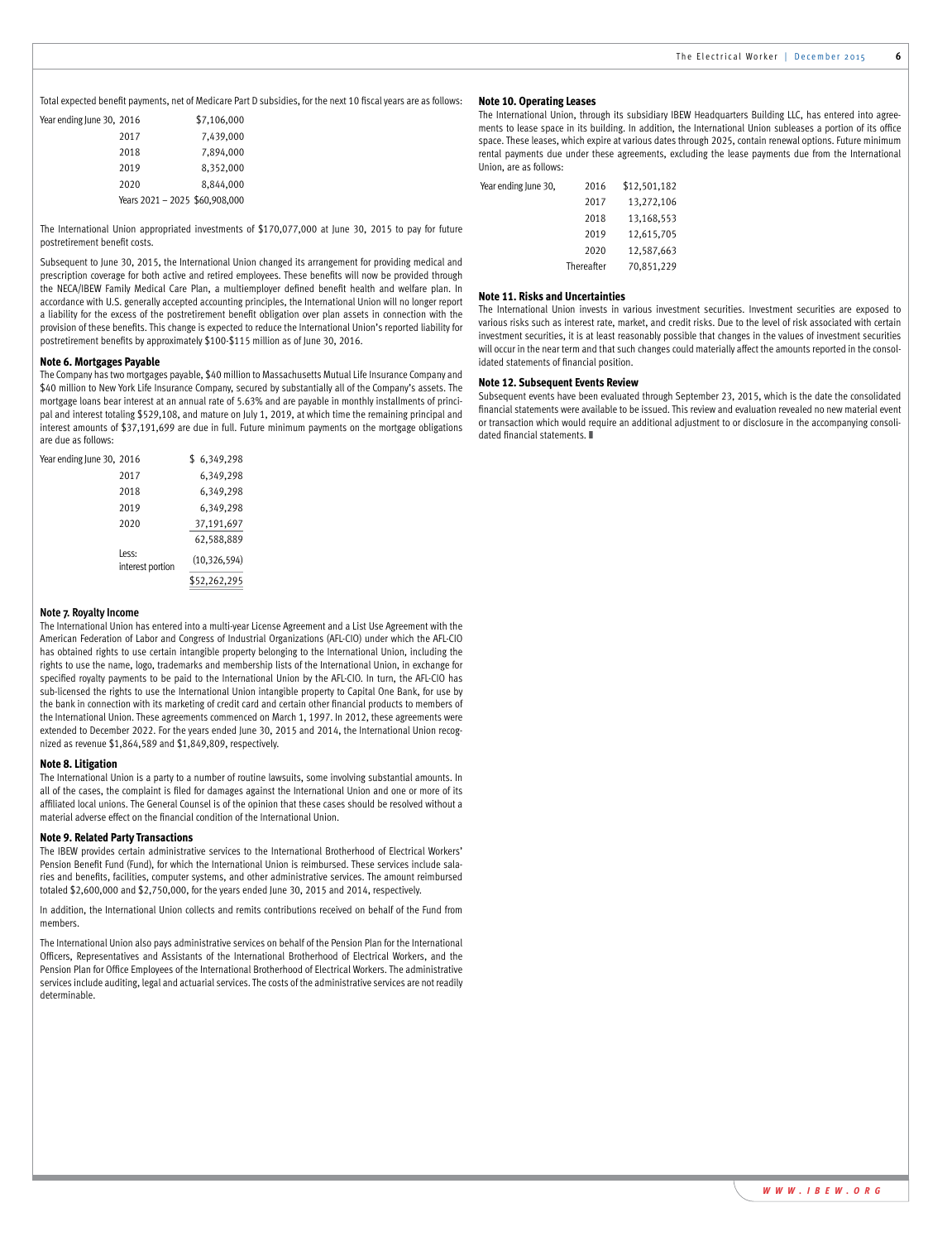Total expected benefit payments, net of Medicare Part D subsidies, for the next 10 fiscal years are as follows:

| | | |
|---|---|---|
| Year ending June 30, | 2016 | $7,106,000 |
| | 2017 | 7,439,000 |
| | 2018 | 7,894,000 |
| | 2019 | 8,352,000 |
| | 2020 | 8,844,000 |
| | Years 2021 – 2025 | $60,908,000 |

The International Union appropriated investments of $170,077,000 at June 30, 2015 to pay for future postretirement benefit costs.

Subsequent to June 30, 2015, the International Union changed its arrangement for providing medical and prescription coverage for both active and retired employees. These benefits will now be provided through the NECA/IBEW Family Medical Care Plan, a multiemployer defined benefit health and welfare plan. In accordance with U.S. generally accepted accounting principles, the International Union will no longer report a liability for the excess of the postretirement benefit obligation over plan assets in connection with the provision of these benefits. This change is expected to reduce the International Union's reported liability for postretirement benefits by approximately $100-$115 million as of June 30, 2016.

### Note 6. Mortgages Payable

The Company has two mortgages payable, $40 million to Massachusetts Mutual Life Insurance Company and $40 million to New York Life Insurance Company, secured by substantially all of the Company's assets. The mortgage loans bear interest at an annual rate of 5.63% and are payable in monthly installments of principal and interest totaling $529,108, and mature on July 1, 2019, at which time the remaining principal and interest amounts of $37,191,699 are due in full. Future minimum payments on the mortgage obligations are due as follows:

| | | |
|---|---|---|
| Year ending June 30, | 2016 | $ 6,349,298 |
| | 2017 | 6,349,298 |
| | 2018 | 6,349,298 |
| | 2019 | 6,349,298 |
| | 2020 | 37,191,697 |
| | | 62,588,889 |
| Less: interest portion | | (10,326,594) |
| | | $52,262,295 |

### Note 7. Royalty Income

The International Union has entered into a multi-year License Agreement and a List Use Agreement with the American Federation of Labor and Congress of Industrial Organizations (AFL-CIO) under which the AFL-CIO has obtained rights to use certain intangible property belonging to the International Union, including the rights to use the name, logo, trademarks and membership lists of the International Union, in exchange for specified royalty payments to be paid to the International Union by the AFL-CIO. In turn, the AFL-CIO has sub-licensed the rights to use the International Union intangible property to Capital One Bank, for use by the bank in connection with its marketing of credit card and certain other financial products to members of the International Union. These agreements commenced on March 1, 1997. In 2012, these agreements were extended to December 2022. For the years ended June 30, 2015 and 2014, the International Union recognized as revenue $1,864,589 and $1,849,809, respectively.

### Note 8. Litigation

The International Union is a party to a number of routine lawsuits, some involving substantial amounts. In all of the cases, the complaint is filed for damages against the International Union and one or more of its affiliated local unions. The General Counsel is of the opinion that these cases should be resolved without a material adverse effect on the financial condition of the International Union.

### Note 9. Related Party Transactions

The IBEW provides certain administrative services to the International Brotherhood of Electrical Workers' Pension Benefit Fund (Fund), for which the International Union is reimbursed. These services include salaries and benefits, facilities, computer systems, and other administrative services. The amount reimbursed totaled $2,600,000 and $2,750,000, for the years ended June 30, 2015 and 2014, respectively.

In addition, the International Union collects and remits contributions received on behalf of the Fund from members.

The International Union also pays administrative services on behalf of the Pension Plan for the International Officers, Representatives and Assistants of the International Brotherhood of Electrical Workers, and the Pension Plan for Office Employees of the International Brotherhood of Electrical Workers. The administrative services include auditing, legal and actuarial services. The costs of the administrative services are not readily determinable.

### Note 10. Operating Leases

The International Union, through its subsidiary IBEW Headquarters Building LLC, has entered into agreements to lease space in its building. In addition, the International Union subleases a portion of its office space. These leases, which expire at various dates through 2025, contain renewal options. Future minimum rental payments due under these agreements, excluding the lease payments due from the International Union, are as follows:

| | | |
|---|---|---|
| Year ending June 30, | 2016 | $12,501,182 |
| | 2017 | 13,272,106 |
| | 2018 | 13,168,553 |
| | 2019 | 12,615,705 |
| | 2020 | 12,587,663 |
| | Thereafter | 70,851,229 |

### Note 11. Risks and Uncertainties

The International Union invests in various investment securities. Investment securities are exposed to various risks such as interest rate, market, and credit risks. Due to the level of risk associated with certain investment securities, it is at least reasonably possible that changes in the values of investment securities will occur in the near term and that such changes could materially affect the amounts reported in the consolidated statements of financial position.

### Note 12. Subsequent Events Review

Subsequent events have been evaluated through September 23, 2015, which is the date the consolidated financial statements were available to be issued. This review and evaluation revealed no new material event or transaction which would require an additional adjustment to or disclosure in the accompanying consolidated financial statements. ■